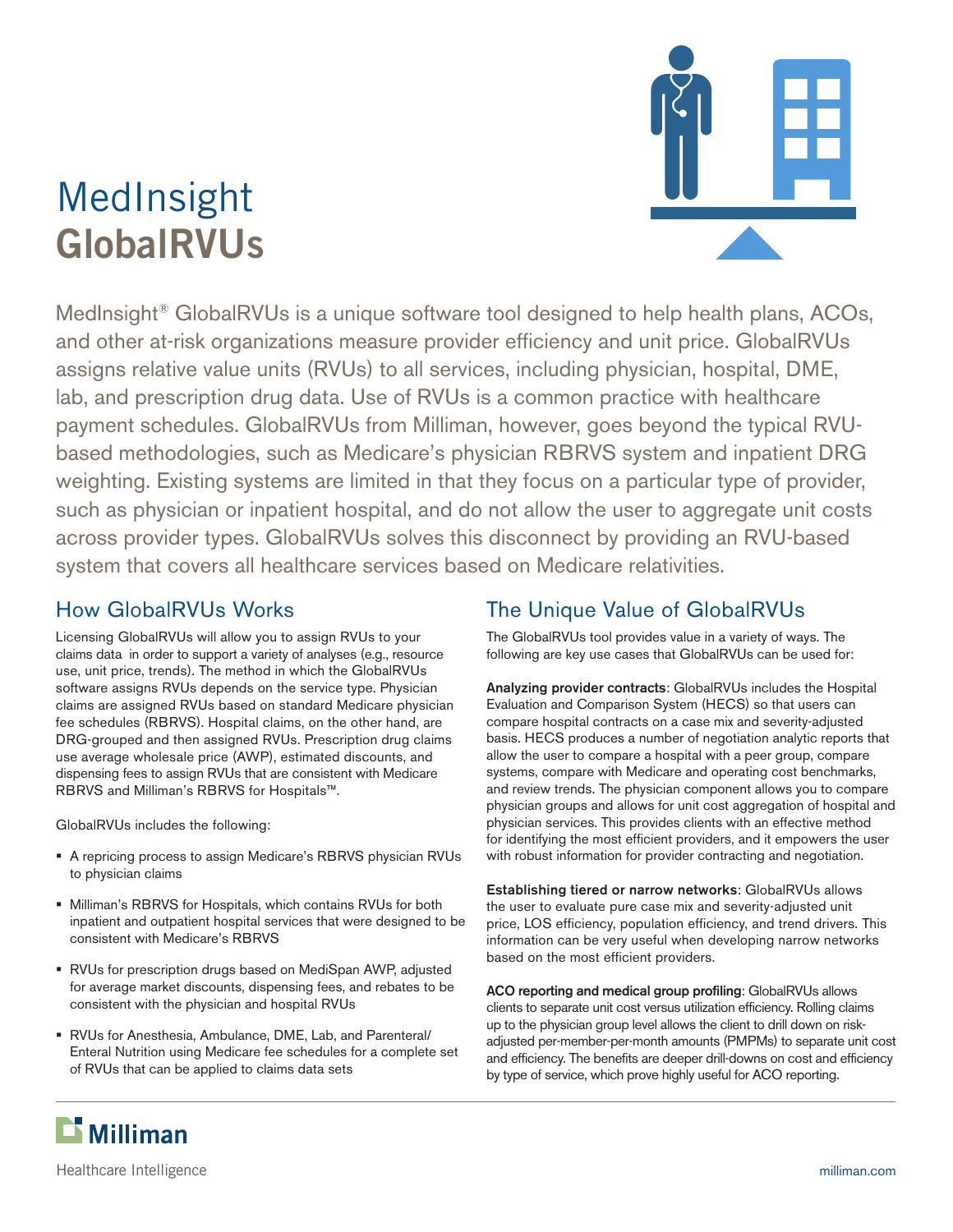# MedInsight GlobalRVUs

MedInsight® GlobalRVUs is a unique software tool designed to help health plans, ACOs, and other at-risk organizations measure provider efficiency and unit price. GlobalRVUs assigns relative value units (RVUs) to all services, including physician, hospital, DME, lab, and prescription drug data. Use of RVUs is a common practice with healthcare payment schedules. GlobalRVUs from Milliman, however, goes beyond the typical RVU-based methodologies, such as Medicare's physician RBRVS system and inpatient DRG weighting. Existing systems are limited in that they focus on a particular type of provider, such as physician or inpatient hospital, and do not allow the user to aggregate unit costs across provider types. GlobalRVUs solves this disconnect by providing an RVU-based system that covers all healthcare services based on Medicare relativities.

## How GlobalRVUs Works

Licensing GlobalRVUs will allow you to assign RVUs to your claims data in order to support a variety of analyses (e.g., resource use, unit price, trends). The method in which the GlobalRVUs software assigns RVUs depends on the service type. Physician claims are assigned RVUs based on standard Medicare physician fee schedules (RBRVS). Hospital claims, on the other hand, are DRG-grouped and then assigned RVUs. Prescription drug claims use average wholesale price (AWP), estimated discounts, and dispensing fees to assign RVUs that are consistent with Medicare RBRVS and Milliman's RBRVS for Hospitals™.

GlobalRVUs includes the following:

- A repricing process to assign Medicare's RBRVS physician RVUs to physician claims
- Milliman's RBRVS for Hospitals, which contains RVUs for both inpatient and outpatient hospital services that were designed to be consistent with Medicare's RBRVS
- RVUs for prescription drugs based on MediSpan AWP, adjusted for average market discounts, dispensing fees, and rebates to be consistent with the physician and hospital RVUs
- RVUs for Anesthesia, Ambulance, DME, Lab, and Parenteral/Enteral Nutrition using Medicare fee schedules for a complete set of RVUs that can be applied to claims data sets

## The Unique Value of GlobalRVUs

The GlobalRVUs tool provides value in a variety of ways. The following are key use cases that GlobalRVUs can be used for:

**Analyzing provider contracts**: GlobalRVUs includes the Hospital Evaluation and Comparison System (HECS) so that users can compare hospital contracts on a case mix and severity-adjusted basis. HECS produces a number of negotiation analytic reports that allow the user to compare a hospital with a peer group, compare systems, compare with Medicare and operating cost benchmarks, and review trends. The physician component allows you to compare physician groups and allows for unit cost aggregation of hospital and physician services. This provides clients with an effective method for identifying the most efficient providers, and it empowers the user with robust information for provider contracting and negotiation.

**Establishing tiered or narrow networks**: GlobalRVUs allows the user to evaluate pure case mix and severity-adjusted unit price, LOS efficiency, population efficiency, and trend drivers. This information can be very useful when developing narrow networks based on the most efficient providers.

**ACO reporting and medical group profiling**: GlobalRVUs allows clients to separate unit cost versus utilization efficiency. Rolling claims up to the physician group level allows the client to drill down on risk-adjusted per-member-per-month amounts (PMPMs) to separate unit cost and efficiency. The benefits are deeper drill-downs on cost and efficiency by type of service, which prove highly useful for ACO reporting.

Milliman

Healthcare Intelligence

milliman.com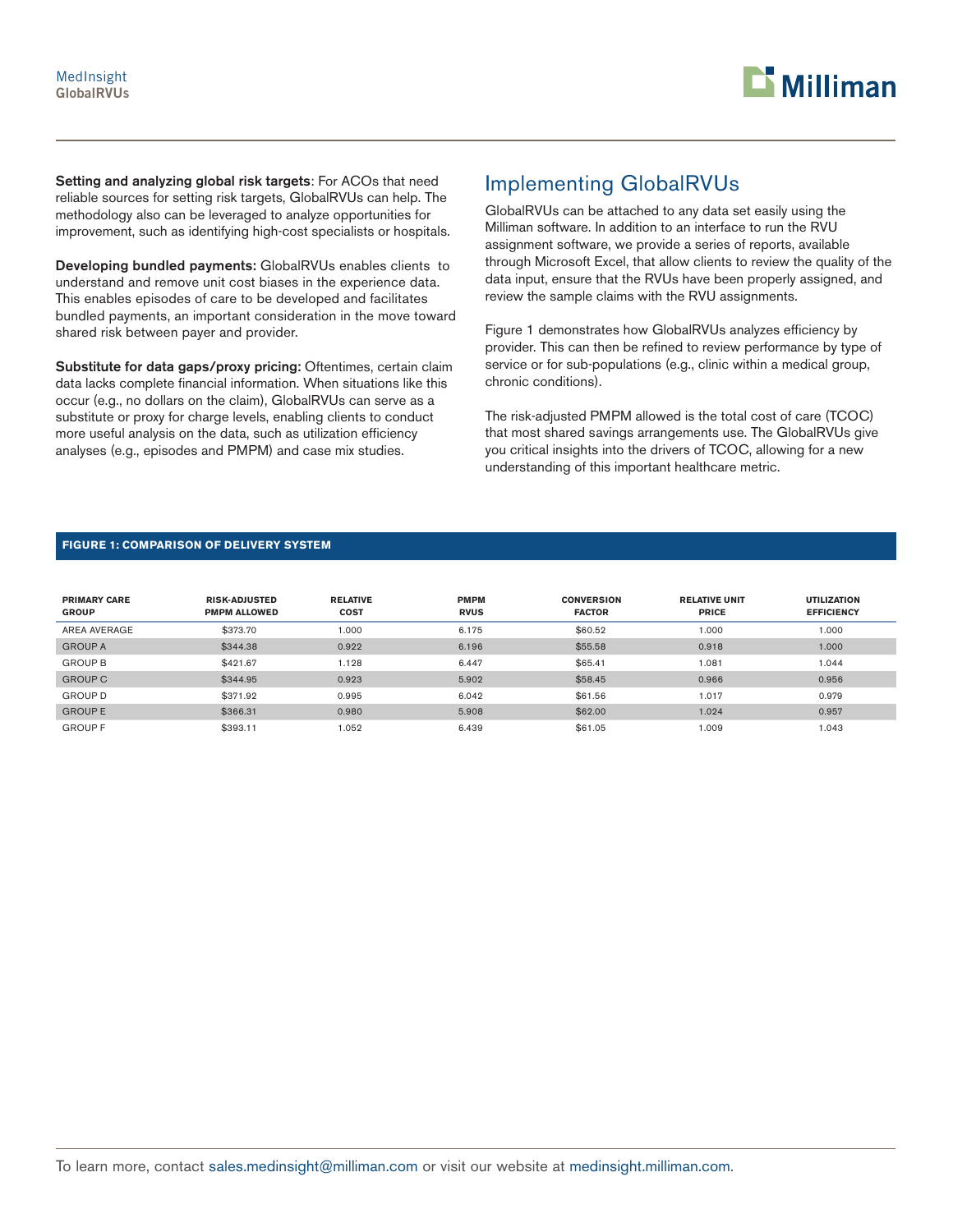**Setting and analyzing global risk targets**: For ACOs that need reliable sources for setting risk targets, GlobalRVUs can help. The methodology also can be leveraged to analyze opportunities for improvement, such as identifying high-cost specialists or hospitals.

**Developing bundled payments:** GlobalRVUs enables clients to understand and remove unit cost biases in the experience data. This enables episodes of care to be developed and facilitates bundled payments, an important consideration in the move toward shared risk between payer and provider.

**Substitute for data gaps/proxy pricing:** Oftentimes, certain claim data lacks complete financial information. When situations like this occur (e.g., no dollars on the claim), GlobalRVUs can serve as a substitute or proxy for charge levels, enabling clients to conduct more useful analysis on the data, such as utilization efficiency analyses (e.g., episodes and PMPM) and case mix studies.

## Implementing GlobalRVUs

GlobalRVUs can be attached to any data set easily using the Milliman software. In addition to an interface to run the RVU assignment software, we provide a series of reports, available through Microsoft Excel, that allow clients to review the quality of the data input, ensure that the RVUs have been properly assigned, and review the sample claims with the RVU assignments.

Figure 1 demonstrates how GlobalRVUs analyzes efficiency by provider. This can then be refined to review performance by type of service or for sub-populations (e.g., clinic within a medical group, chronic conditions).

The risk-adjusted PMPM allowed is the total cost of care (TCOC) that most shared savings arrangements use. The GlobalRVUs give you critical insights into the drivers of TCOC, allowing for a new understanding of this important healthcare metric.

**FIGURE 1: COMPARISON OF DELIVERY SYSTEM**

| PRIMARY CARE GROUP | RISK-ADJUSTED PMPM ALLOWED | RELATIVE COST | PMPM RVUS | CONVERSION FACTOR | RELATIVE UNIT PRICE | UTILIZATION EFFICIENCY |
|---|---|---|---|---|---|---|
| AREA AVERAGE | $373.70 | 1.000 | 6.175 | $60.52 | 1.000 | 1.000 |
| GROUP A | $344.38 | 0.922 | 6.196 | $55.58 | 0.918 | 1.000 |
| GROUP B | $421.67 | 1.128 | 6.447 | $65.41 | 1.081 | 1.044 |
| GROUP C | $344.95 | 0.923 | 5.902 | $58.45 | 0.966 | 0.956 |
| GROUP D | $371.92 | 0.995 | 6.042 | $61.56 | 1.017 | 0.979 |
| GROUP E | $366.31 | 0.980 | 5.908 | $62.00 | 1.024 | 0.957 |
| GROUP F | $393.11 | 1.052 | 6.439 | $61.05 | 1.009 | 1.043 |

To learn more, contact sales.medinsight@milliman.com or visit our website at medinsight.milliman.com.